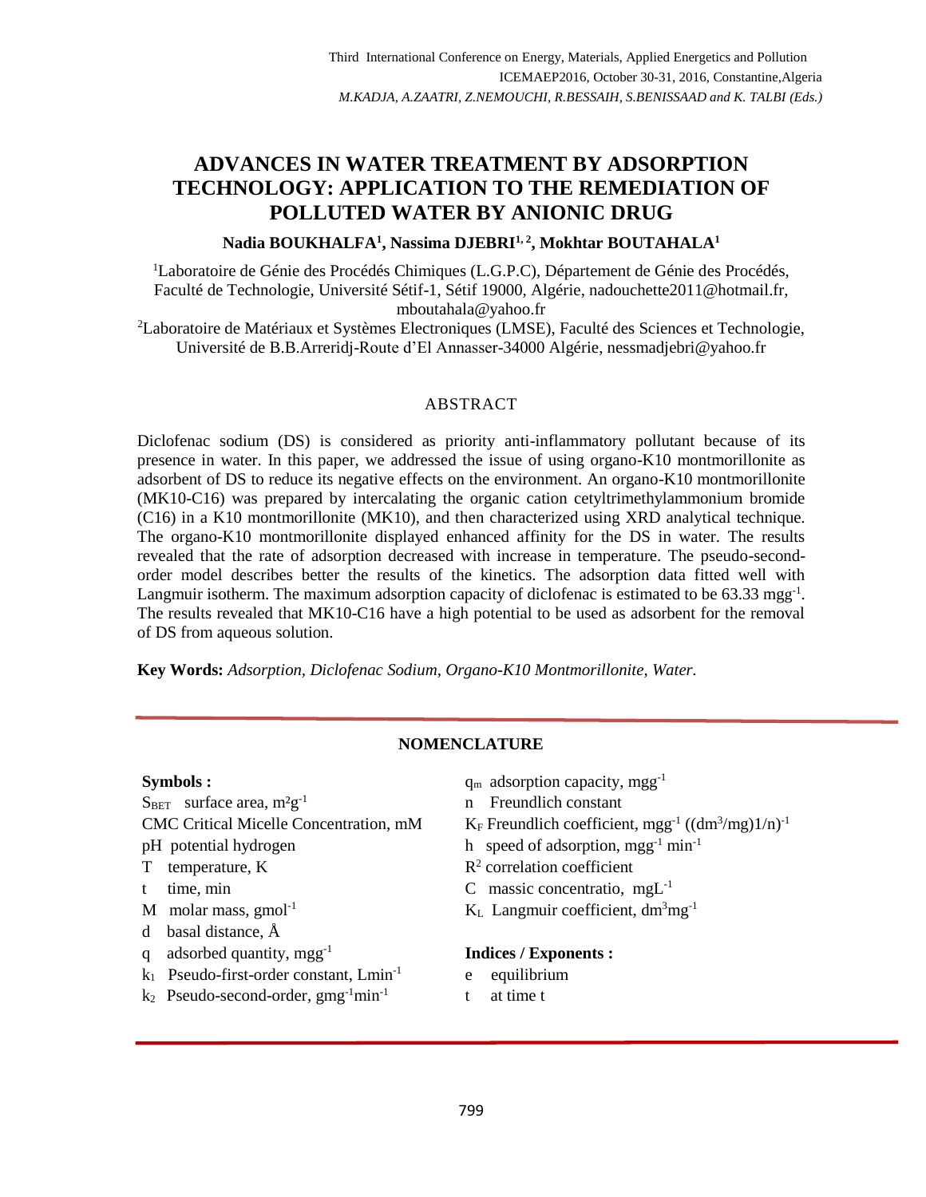# ADVANCES IN WATER TREATMENT BY ADSORPTION TECHNOLOGY: APPLICATION TO THE REMEDIATION OF POLLUTED WATER BY ANIONIC DRUG

**Nadia BOUKHALFA[1], Nassima DJEBRI[1, 2], Mokhtar BOUTAHALA[1]**

[1]Laboratoire de Génie des Procédés Chimiques (L.G.P.C), Département de Génie des Procédés, Faculté de Technologie, Université Sétif-1, Sétif 19000, Algérie, nadouchette2011@hotmail.fr, mboutahala@yahoo.fr

[2]Laboratoire de Matériaux et Systèmes Electroniques (LMSE), Faculté des Sciences et Technologie, Université de B.B.Arreridj-Route d'El Annasser-34000 Algérie, nessmadjebri@yahoo.fr

## ABSTRACT

Diclofenac sodium (DS) is considered as priority anti-inflammatory pollutant because of its presence in water. In this paper, we addressed the issue of using organo-K10 montmorillonite as adsorbent of DS to reduce its negative effects on the environment. An organo-K10 montmorillonite (MK10-C16) was prepared by intercalating the organic cation cetyltrimethylammonium bromide (C16) in a K10 montmorillonite (MK10), and then characterized using XRD analytical technique. The organo-K10 montmorillonite displayed enhanced affinity for the DS in water. The results revealed that the rate of adsorption decreased with increase in temperature. The pseudo-second-order model describes better the results of the kinetics. The adsorption data fitted well with Langmuir isotherm. The maximum adsorption capacity of diclofenac is estimated to be 63.33 $mgg^{-1}$. The results revealed that MK10-C16 have a high potential to be used as adsorbent for the removal of DS from aqueous solution.

**Key Words:** *Adsorption, Diclofenac Sodium, Organo-K10 Montmorillonite, Water.*

## NOMENCLATURE

**Symbols :**

- $S_{BET}$ surface area, $m^2g^{-1}$
- CMC Critical Micelle Concentration, mM
- pH potential hydrogen
- T temperature, K
- t time, min
- M molar mass, $gmol^{-1}$
- d basal distance, Å
- q adsorbed quantity, $mgg^{-1}$
- $k_1$ Pseudo-first-order constant, $Lmin^{-1}$
- $k_2$ Pseudo-second-order, $gmg^{-1}min^{-1}$
- $q_m$ adsorption capacity, $mgg^{-1}$
- n Freundlich constant
- $K_F$ Freundlich coefficient, $mgg^{-1}$ $((dm^3/mg)1/n)^{-1}$
- h speed of adsorption, $mgg^{-1}$ $min^{-1}$
- $R^2$ correlation coefficient
- C massic concentratio, $mgL^{-1}$
- $K_L$ Langmuir coefficient, $dm^3mg^{-1}$

**Indices / Exponents :**

- e equilibrium
- t at time t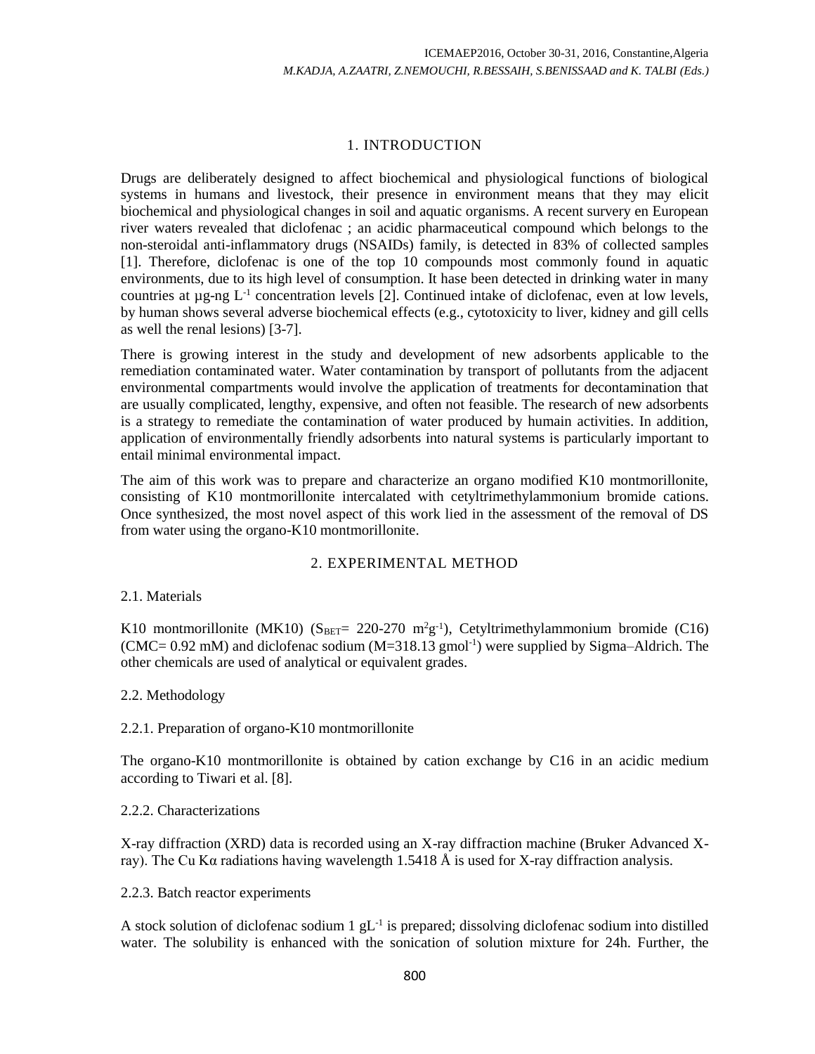## 1. INTRODUCTION

Drugs are deliberately designed to affect biochemical and physiological functions of biological systems in humans and livestock, their presence in environment means that they may elicit biochemical and physiological changes in soil and aquatic organisms. A recent survery en European river waters revealed that diclofenac ; an acidic pharmaceutical compound which belongs to the non-steroidal anti-inflammatory drugs (NSAIDs) family, is detected in 83% of collected samples [1]. Therefore, diclofenac is one of the top 10 compounds most commonly found in aquatic environments, due to its high level of consumption. It hase been detected in drinking water in many countries at µg-ng $L^{-1}$ concentration levels [2]. Continued intake of diclofenac, even at low levels, by human shows several adverse biochemical effects (e.g., cytotoxicity to liver, kidney and gill cells as well the renal lesions) [3-7].

There is growing interest in the study and development of new adsorbents applicable to the remediation contaminated water. Water contamination by transport of pollutants from the adjacent environmental compartments would involve the application of treatments for decontamination that are usually complicated, lengthy, expensive, and often not feasible. The research of new adsorbents is a strategy to remediate the contamination of water produced by humain activities. In addition, application of environmentally friendly adsorbents into natural systems is particularly important to entail minimal environmental impact.

The aim of this work was to prepare and characterize an organo modified K10 montmorillonite, consisting of K10 montmorillonite intercalated with cetyltrimethylammonium bromide cations. Once synthesized, the most novel aspect of this work lied in the assessment of the removal of DS from water using the organo-K10 montmorillonite.

## 2. EXPERIMENTAL METHOD

### 2.1. Materials

K10 montmorillonite (MK10) ($S_{BET}$= 220-270 $m^2g^{-1}$), Cetyltrimethylammonium bromide (C16) (CMC= 0.92 mM) and diclofenac sodium (M=318.13 $gmol^{-1}$) were supplied by Sigma–Aldrich. The other chemicals are used of analytical or equivalent grades.

### 2.2. Methodology

#### 2.2.1. Preparation of organo-K10 montmorillonite

The organo-K10 montmorillonite is obtained by cation exchange by C16 in an acidic medium according to Tiwari et al. [8].

#### 2.2.2. Characterizations

X-ray diffraction (XRD) data is recorded using an X-ray diffraction machine (Bruker Advanced X-ray). The Cu Kα radiations having wavelength 1.5418 Å is used for X-ray diffraction analysis.

#### 2.2.3. Batch reactor experiments

A stock solution of diclofenac sodium 1 $gL^{-1}$ is prepared; dissolving diclofenac sodium into distilled water. The solubility is enhanced with the sonication of solution mixture for 24h. Further, the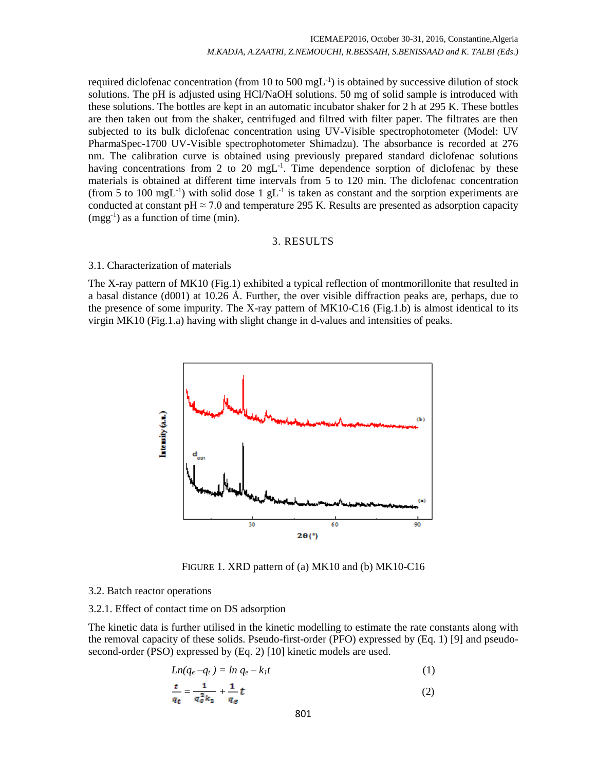required diclofenac concentration (from 10 to 500 $mgL^{-1}$) is obtained by successive dilution of stock solutions. The pH is adjusted using HCl/NaOH solutions. 50 mg of solid sample is introduced with these solutions. The bottles are kept in an automatic incubator shaker for 2 h at 295 K. These bottles are then taken out from the shaker, centrifuged and filtred with filter paper. The filtrates are then subjected to its bulk diclofenac concentration using UV-Visible spectrophotometer (Model: UV PharmaSpec-1700 UV-Visible spectrophotometer Shimadzu). The absorbance is recorded at 276 nm. The calibration curve is obtained using previously prepared standard diclofenac solutions having concentrations from 2 to 20 $mgL^{-1}$. Time dependence sorption of diclofenac by these materials is obtained at different time intervals from 5 to 120 min. The diclofenac concentration (from 5 to 100 $mgL^{-1}$) with solid dose 1 $gL^{-1}$ is taken as constant and the sorption experiments are conducted at constant pH ≈ 7.0 and temperature 295 K. Results are presented as adsorption capacity ($mgg^{-1}$) as a function of time (min).

## 3. RESULTS

### 3.1. Characterization of materials

The X-ray pattern of MK10 (Fig.1) exhibited a typical reflection of montmorillonite that resulted in a basal distance (d001) at 10.26 Å. Further, the over visible diffraction peaks are, perhaps, due to the presence of some impurity. The X-ray pattern of MK10-C16 (Fig.1.b) is almost identical to its virgin MK10 (Fig.1.a) having with slight change in d-values and intensities of peaks.

FIGURE 1. XRD pattern of (a) MK10 and (b) MK10-C16

### 3.2. Batch reactor operations

#### 3.2.1. Effect of contact time on DS adsorption

The kinetic data is further utilised in the kinetic modelling to estimate the rate constants along with the removal capacity of these solids. Pseudo-first-order (PFO) expressed by (Eq. 1) [9] and pseudo-second-order (PSO) expressed by (Eq. 2) [10] kinetic models are used.

$$Ln(q_e - q_t) = \ln q_e - k_1 t \tag{1}$$

$$\frac{t}{q_t} = \frac{1}{q_e^2 k_2} + \frac{1}{q_e} t \tag{2}$$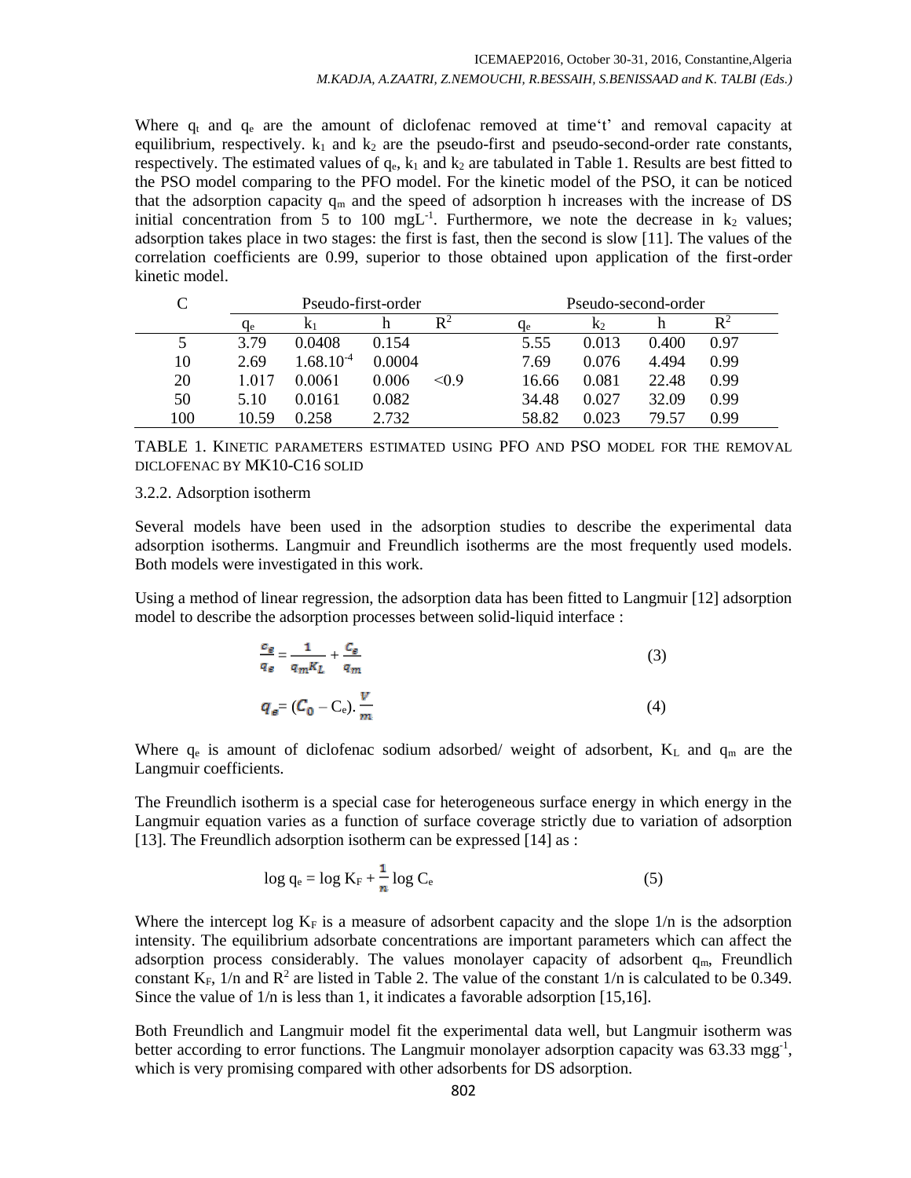Where $q_t$ and $q_e$ are the amount of diclofenac removed at time't' and removal capacity at equilibrium, respectively. $k_1$ and $k_2$ are the pseudo-first and pseudo-second-order rate constants, respectively. The estimated values of $q_e$, $k_1$ and $k_2$ are tabulated in Table 1. Results are best fitted to the PSO model comparing to the PFO model. For the kinetic model of the PSO, it can be noticed that the adsorption capacity $q_m$ and the speed of adsorption h increases with the increase of DS initial concentration from 5 to 100 $mgL^{-1}$. Furthermore, we note the decrease in $k_2$ values; adsorption takes place in two stages: the first is fast, then the second is slow [11]. The values of the correlation coefficients are 0.99, superior to those obtained upon application of the first-order kinetic model.

| C | Pseudo-first-order | | | | Pseudo-second-order | | | |
|---|---|---|---|---|---|---|---|---|
| | $q_e$ | $k_1$ | h | $R^2$ | $q_e$ | $k_2$ | h | $R^2$ |
| 5 | 3.79 | 0.0408 | 0.154 | | 5.55 | 0.013 | 0.400 | 0.97 |
| 10 | 2.69 | $1.68.10^{-4}$ | 0.0004 | | 7.69 | 0.076 | 4.494 | 0.99 |
| 20 | 1.017 | 0.0061 | 0.006 | <0.9 | 16.66 | 0.081 | 22.48 | 0.99 |
| 50 | 5.10 | 0.0161 | 0.082 | | 34.48 | 0.027 | 32.09 | 0.99 |
| 100 | 10.59 | 0.258 | 2.732 | | 58.82 | 0.023 | 79.57 | 0.99 |

TABLE 1. KINETIC PARAMETERS ESTIMATED USING PFO AND PSO MODEL FOR THE REMOVAL DICLOFENAC BY MK10-C16 SOLID

3.2.2. Adsorption isotherm

Several models have been used in the adsorption studies to describe the experimental data adsorption isotherms. Langmuir and Freundlich isotherms are the most frequently used models. Both models were investigated in this work.

Using a method of linear regression, the adsorption data has been fitted to Langmuir [12] adsorption model to describe the adsorption processes between solid-liquid interface :

$$\frac{C_e}{q_e} = \frac{1}{q_m K_L} + \frac{C_e}{q_m} \tag{3}$$

$$q_e = (C_0 - C_e).\frac{V}{m} \tag{4}$$

Where $q_e$ is amount of diclofenac sodium adsorbed/ weight of adsorbent, $K_L$ and $q_m$ are the Langmuir coefficients.

The Freundlich isotherm is a special case for heterogeneous surface energy in which energy in the Langmuir equation varies as a function of surface coverage strictly due to variation of adsorption [13]. The Freundlich adsorption isotherm can be expressed [14] as :

$$\log q_e = \log K_F + \frac{1}{n} \log C_e \tag{5}$$

Where the intercept $\log K_F$ is a measure of adsorbent capacity and the slope 1/n is the adsorption intensity. The equilibrium adsorbate concentrations are important parameters which can affect the adsorption process considerably. The values monolayer capacity of adsorbent $q_m$, Freundlich constant $K_F$, 1/n and $R^2$ are listed in Table 2. The value of the constant 1/n is calculated to be 0.349. Since the value of 1/n is less than 1, it indicates a favorable adsorption [15,16].

Both Freundlich and Langmuir model fit the experimental data well, but Langmuir isotherm was better according to error functions. The Langmuir monolayer adsorption capacity was 63.33 $mgg^{-1}$, which is very promising compared with other adsorbents for DS adsorption.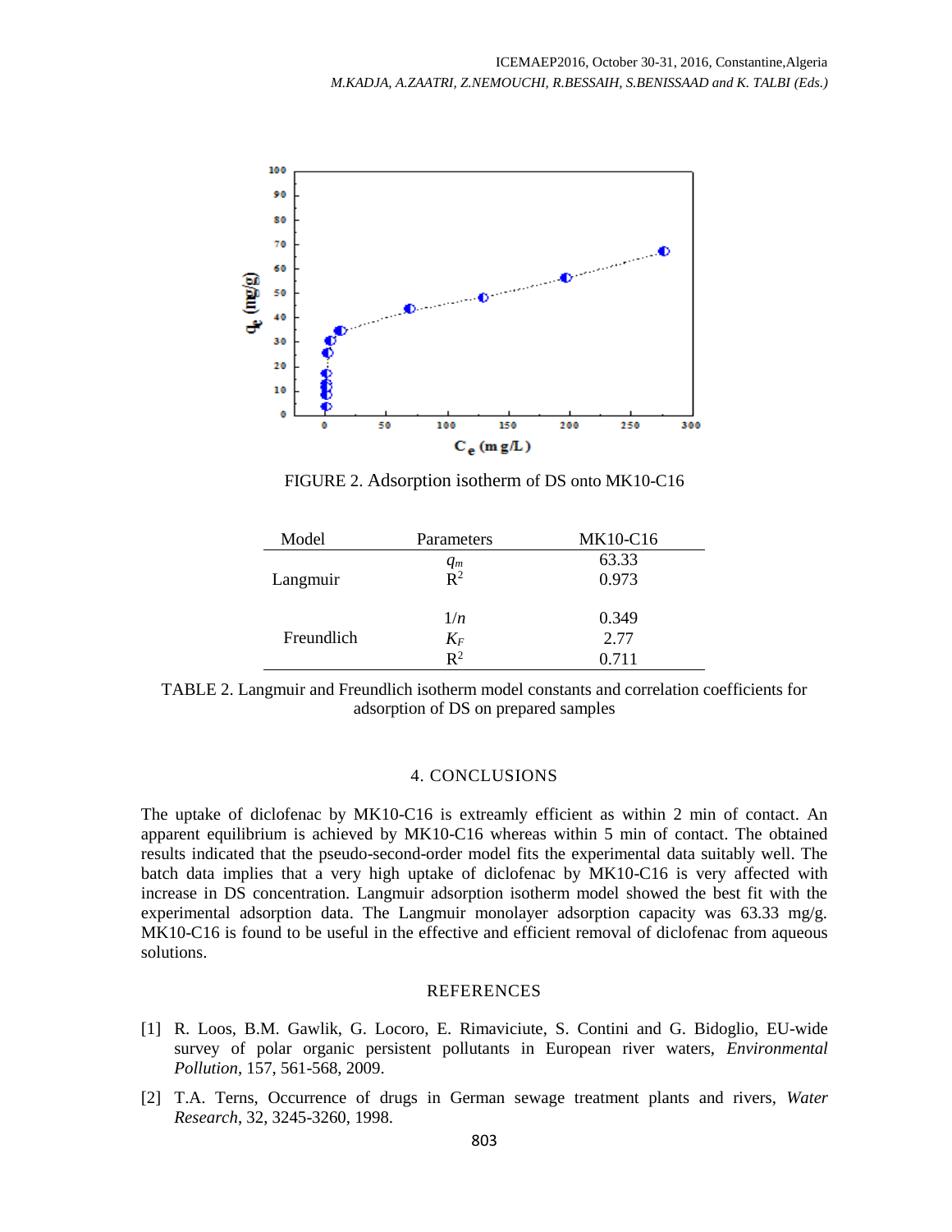FIGURE 2. Adsorption isotherm of DS onto MK10-C16

| Model | Parameters | MK10-C16 |
|---|---|---|
| Langmuir | $q_m$ | 63.33 |
| | $R^2$ | 0.973 |
| Freundlich | $1/n$ | 0.349 |
| | $K_F$ | 2.77 |
| | $R^2$ | 0.711 |

TABLE 2. Langmuir and Freundlich isotherm model constants and correlation coefficients for adsorption of DS on prepared samples

## 4. CONCLUSIONS

The uptake of diclofenac by MK10-C16 is extreamly efficient as within 2 min of contact. An apparent equilibrium is achieved by MK10-C16 whereas within 5 min of contact. The obtained results indicated that the pseudo-second-order model fits the experimental data suitably well. The batch data implies that a very high uptake of diclofenac by MK10-C16 is very affected with increase in DS concentration. Langmuir adsorption isotherm model showed the best fit with the experimental adsorption data. The Langmuir monolayer adsorption capacity was 63.33 mg/g. MK10-C16 is found to be useful in the effective and efficient removal of diclofenac from aqueous solutions.

## REFERENCES

[1] R. Loos, B.M. Gawlik, G. Locoro, E. Rimaviciute, S. Contini and G. Bidoglio, EU-wide survey of polar organic persistent pollutants in European river waters, *Environmental Pollution*, 157, 561-568, 2009.

[2] T.A. Terns, Occurrence of drugs in German sewage treatment plants and rivers, *Water Research*, 32, 3245-3260, 1998.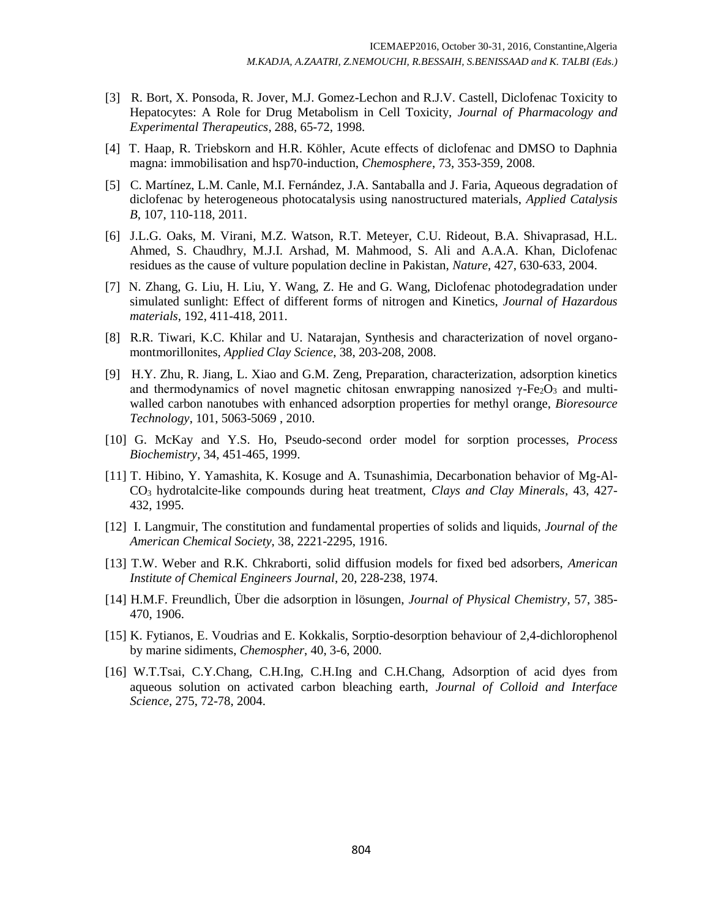[3] R. Bort, X. Ponsoda, R. Jover, M.J. Gomez-Lechon and R.J.V. Castell, Diclofenac Toxicity to Hepatocytes: A Role for Drug Metabolism in Cell Toxicity, *Journal of Pharmacology and Experimental Therapeutics*, 288, 65-72, 1998.

[4] T. Haap, R. Triebskorn and H.R. Köhler, Acute effects of diclofenac and DMSO to Daphnia magna: immobilisation and hsp70-induction, *Chemosphere*, 73, 353-359, 2008.

[5] C. Martínez, L.M. Canle, M.I. Fernández, J.A. Santaballa and J. Faria, Aqueous degradation of diclofenac by heterogeneous photocatalysis using nanostructured materials, *Applied Catalysis B*, 107, 110-118, 2011.

[6] J.L.G. Oaks, M. Virani, M.Z. Watson, R.T. Meteyer, C.U. Rideout, B.A. Shivaprasad, H.L. Ahmed, S. Chaudhry, M.J.I. Arshad, M. Mahmood, S. Ali and A.A.A. Khan, Diclofenac residues as the cause of vulture population decline in Pakistan, *Nature*, 427, 630-633, 2004.

[7] N. Zhang, G. Liu, H. Liu, Y. Wang, Z. He and G. Wang, Diclofenac photodegradation under simulated sunlight: Effect of different forms of nitrogen and Kinetics, *Journal of Hazardous materials*, 192, 411-418, 2011.

[8] R.R. Tiwari, K.C. Khilar and U. Natarajan, Synthesis and characterization of novel organo-montmorillonites, *Applied Clay Science*, 38, 203-208, 2008.

[9] H.Y. Zhu, R. Jiang, L. Xiao and G.M. Zeng, Preparation, characterization, adsorption kinetics and thermodynamics of novel magnetic chitosan enwrapping nanosized $\gamma$-$Fe_2O_3$ and multi-walled carbon nanotubes with enhanced adsorption properties for methyl orange, *Bioresource Technology*, 101, 5063-5069 , 2010.

[10] G. McKay and Y.S. Ho, Pseudo-second order model for sorption processes, *Process Biochemistry*, 34, 451-465, 1999.

[11] T. Hibino, Y. Yamashita, K. Kosuge and A. Tsunashimia, Decarbonation behavior of Mg-Al-$CO_3$ hydrotalcite-like compounds during heat treatment, *Clays and Clay Minerals*, 43, 427-432, 1995.

[12] I. Langmuir, The constitution and fundamental properties of solids and liquids, *Journal of the American Chemical Society*, 38, 2221-2295, 1916.

[13] T.W. Weber and R.K. Chkraborti, solid diffusion models for fixed bed adsorbers, *American Institute of Chemical Engineers Journal*, 20, 228-238, 1974.

[14] H.M.F. Freundlich, Über die adsorption in lösungen, *Journal of Physical Chemistry*, 57, 385-470, 1906.

[15] K. Fytianos, E. Voudrias and E. Kokkalis, Sorptio-desorption behaviour of 2,4-dichlorophenol by marine sidiments, *Chemospher*, 40, 3-6, 2000.

[16] W.T.Tsai, C.Y.Chang, C.H.Ing, C.H.Ing and C.H.Chang, Adsorption of acid dyes from aqueous solution on activated carbon bleaching earth, *Journal of Colloid and Interface Science*, 275, 72-78, 2004.